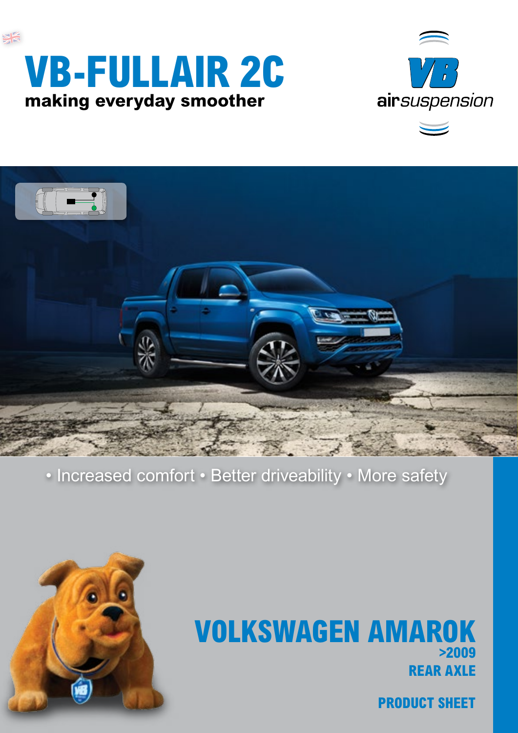# VB-FULLAIR 2C

**making everyday smoother**

VB airsuspension

• Increased comfort • Better driveability • More safety

## VOLKSWAGEN AMAROK

**>2009**

**REAR AXLE**

**PRODUCT SHEET**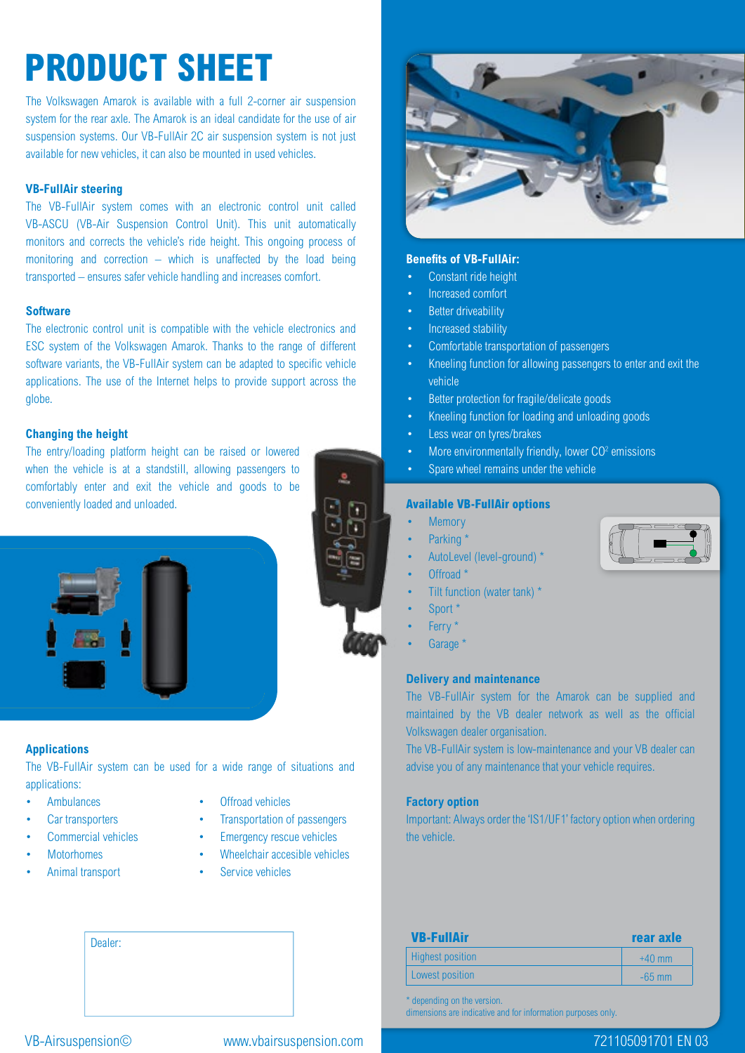# PRODUCT SHEET

The Volkswagen Amarok is available with a full 2-corner air suspension system for the rear axle. The Amarok is an ideal candidate for the use of air suspension systems. Our VB-FullAir 2C air suspension system is not just available for new vehicles, it can also be mounted in used vehicles.

### VB-FullAir steering

The VB-FullAir system comes with an electronic control unit called VB-ASCU (VB-Air Suspension Control Unit). This unit automatically monitors and corrects the vehicle's ride height. This ongoing process of monitoring and correction – which is unaffected by the load being transported – ensures safer vehicle handling and increases comfort.

### Software

The electronic control unit is compatible with the vehicle electronics and ESC system of the Volkswagen Amarok. Thanks to the range of different software variants, the VB-FullAir system can be adapted to specific vehicle applications. The use of the Internet helps to provide support across the globe.

### Changing the height

The entry/loading platform height can be raised or lowered when the vehicle is at a standstill, allowing passengers to comfortably enter and exit the vehicle and goods to be conveniently loaded and unloaded.

### Applications

The VB-FullAir system can be used for a wide range of situations and applications:

- Ambulances
- Car transporters
- Commercial vehicles
- Motorhomes
- Animal transport
- Offroad vehicles
- Transportation of passengers
- Emergency rescue vehicles
- Wheelchair accesible vehicles
- Service vehicles

Dealer:

### Benefits of VB-FullAir:

- Constant ride height
- Increased comfort
- Better driveability
- Increased stability
- Comfortable transportation of passengers
- Kneeling function for allowing passengers to enter and exit the vehicle
- Better protection for fragile/delicate goods
- Kneeling function for loading and unloading goods
- Less wear on tyres/brakes
- More environmentally friendly, lower $CO^2$ emissions
- Spare wheel remains under the vehicle

### Available VB-FullAir options

- Memory
- Parking *
- AutoLevel (level-ground) *
- Offroad *
- Tilt function (water tank) *
- Sport *
- Ferry *
- Garage *

### Delivery and maintenance

The VB-FullAir system for the Amarok can be supplied and maintained by the VB dealer network as well as the official Volkswagen dealer organisation.

The VB-FullAir system is low-maintenance and your VB dealer can advise you of any maintenance that your vehicle requires.

### Factory option

Important: Always order the 'IS1/UF1' factory option when ordering the vehicle.

| VB-FullAir | rear axle |
|---|---|
| Highest position | +40 mm |
| Lowest position | -65 mm |

\* depending on the version.
dimensions are indicative and for information purposes only.

VB-Airsuspension© www.vbairsuspension.com 721105091701 EN 03